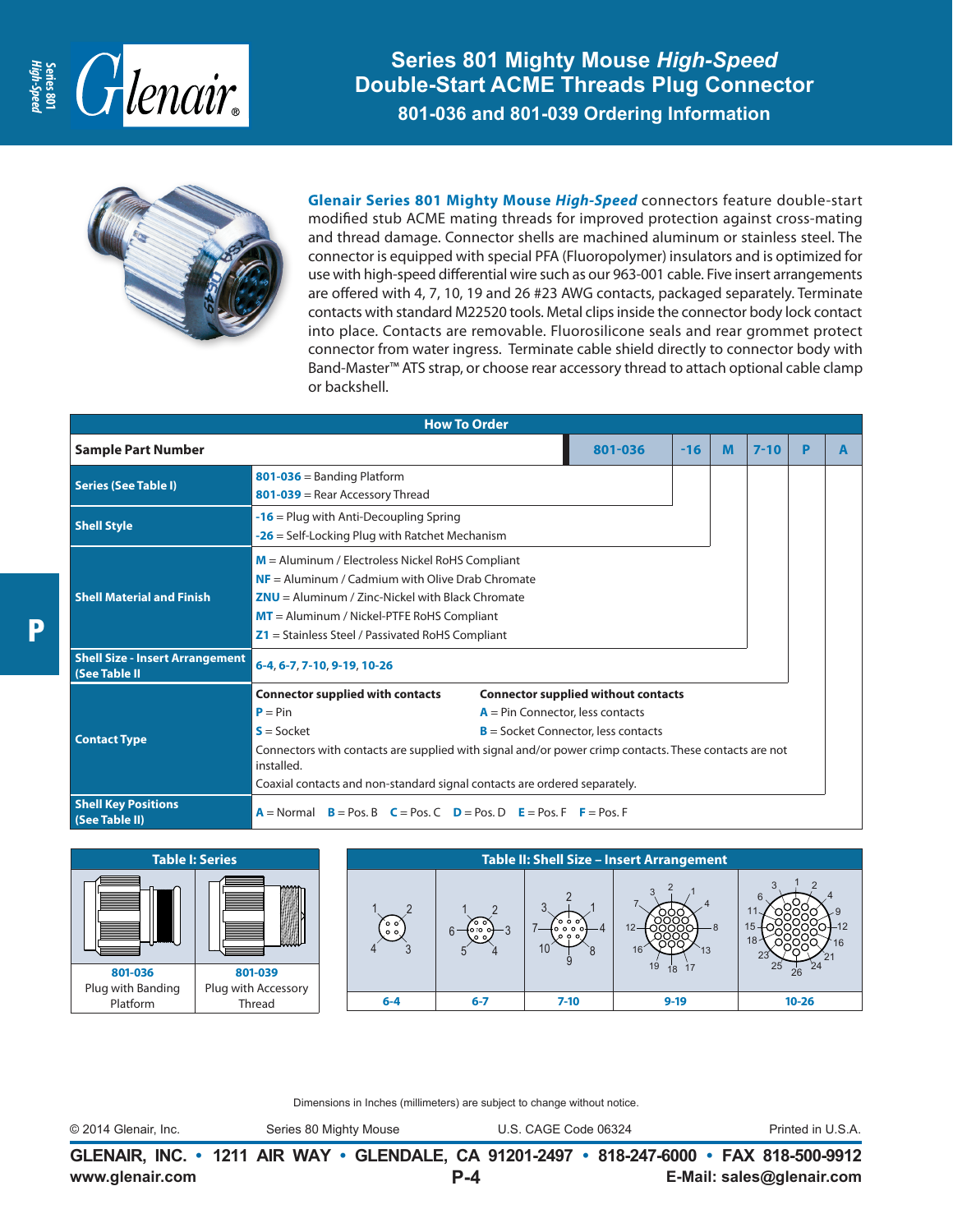# Series 801 Mighty Mouse *High-Speed* Double-Start ACME Threads Plug Connector

## 801-036 and 801-039 Ordering Information

**Glenair Series 801 Mighty Mouse *High-Speed*** connectors feature double-start modified stub ACME mating threads for improved protection against cross-mating and thread damage. Connector shells are machined aluminum or stainless steel. The connector is equipped with special PFA (Fluoropolymer) insulators and is optimized for use with high-speed differential wire such as our 963-001 cable. Five insert arrangements are offered with 4, 7, 10, 19 and 26 #23 AWG contacts, packaged separately. Terminate contacts with standard M22520 tools. Metal clips inside the connector body lock contact into place. Contacts are removable. Fluorosilicone seals and rear grommet protect connector from water ingress. Terminate cable shield directly to connector body with Band-Master™ ATS strap, or choose rear accessory thread to attach optional cable clamp or backshell.

### How To Order

| Sample Part Number | 801-036 | -16 | M | 7-10 | P | A |
|---|---|---|---|---|---|---|
| **Series (See Table I)** | **801-036** = Banding Platform<br>**801-039** = Rear Accessory Thread | | | | | |
| **Shell Style** | **-16** = Plug with Anti-Decoupling Spring<br>**-26** = Self-Locking Plug with Ratchet Mechanism | | | | | |
| **Shell Material and Finish** | **M** = Aluminum / Electroless Nickel RoHS Compliant<br>**NF** = Aluminum / Cadmium with Olive Drab Chromate<br>**ZNU** = Aluminum / Zinc-Nickel with Black Chromate<br>**MT** = Aluminum / Nickel-PTFE RoHS Compliant<br>**Z1** = Stainless Steel / Passivated RoHS Compliant | | | | | |
| **Shell Size - Insert Arrangement (See Table II)** | **6-4**, **6-7**, **7-10**, **9-19**, **10-26** | | | | | |
| **Contact Type** | **Connector supplied with contacts**<br>**P** = Pin<br>**S** = Socket<br>**Connector supplied without contacts**<br>**A** = Pin Connector, less contacts<br>**B** = Socket Connector, less contacts<br>Connectors with contacts are supplied with signal and/or power crimp contacts. These contacts are not installed.<br>Coaxial contacts and non-standard signal contacts are ordered separately. | | | | | |
| **Shell Key Positions (See Table II)** | **A** = Normal **B** = Pos. B **C** = Pos. C **D** = Pos. D **E** = Pos. F **F** = Pos. F | | | | | |

### Table I: Series

| 801-036 | 801-039 |
|---|---|
| Plug with Banding Platform | Plug with Accessory Thread |

### Table II: Shell Size – Insert Arrangement

| 6-4 | 6-7 | 7-10 | 9-19 | 10-26 |
|---|---|---|---|---|

Dimensions in Inches (millimeters) are subject to change without notice.

© 2014 Glenair, Inc. Series 80 Mighty Mouse U.S. CAGE Code 06324 Printed in U.S.A.

**GLENAIR, INC. • 1211 AIR WAY • GLENDALE, CA 91201-2497 • 818-247-6000 • FAX 818-500-9912**
**www.glenair.com** **E-Mail: sales@glenair.com**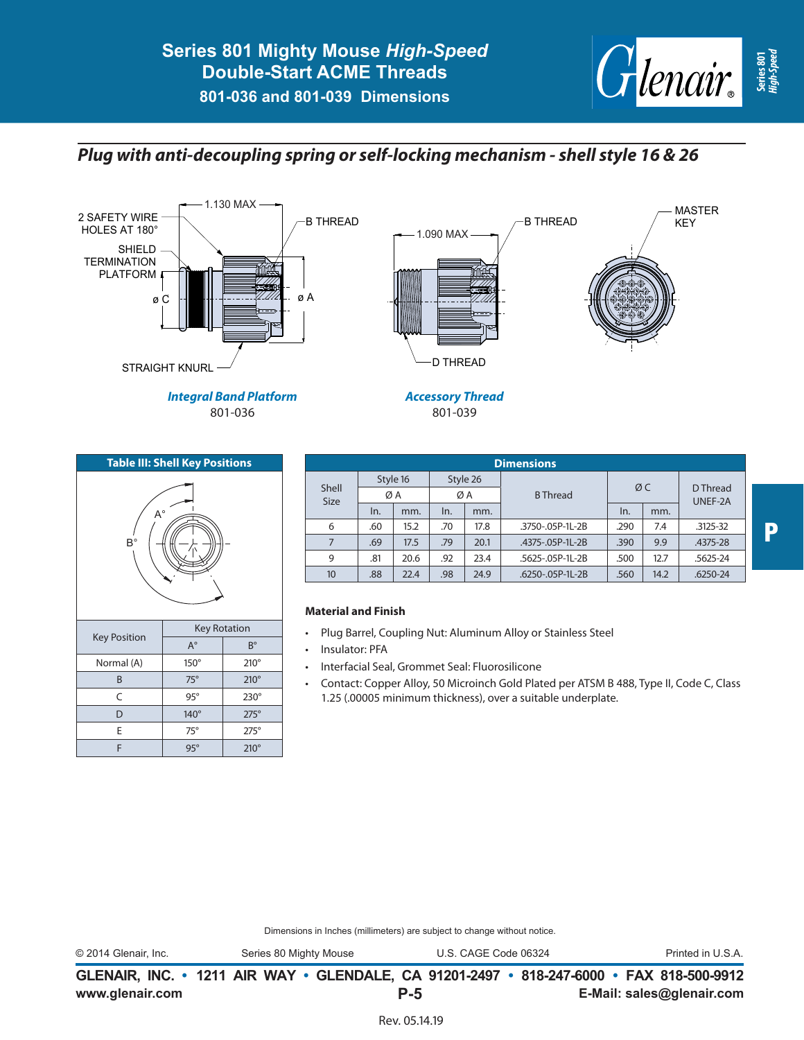# Series 801 Mighty Mouse *High-Speed* Double-Start ACME Threads

## 801-036 and 801-039 Dimensions

## *Plug with anti-decoupling spring or self-locking mechanism - shell style 16 & 26*

1.130 MAX

2 SAFETY WIRE HOLES AT 180°

SHIELD TERMINATION PLATFORM

B THREAD

ø C

ø A

STRAIGHT KNURL

***Integral Band Platform***

801-036

1.090 MAX

B THREAD

D THREAD

MASTER KEY

***Accessory Thread***

801-039

**Table III: Shell Key Positions**

A°

B°

| Key Position | Key Rotation | |
|---|---|---|
| | A° | B° |
| Normal (A) | 150° | 210° |
| B | 75° | 210° |
| C | 95° | 230° |
| D | 140° | 275° |
| E | 75° | 275° |
| F | 95° | 210° |

**Dimensions**

| Shell Size | Style 16 | | Style 26 | | B Thread | Ø C | | D Thread UNEF-2A |
|---|---|---|---|---|---|---|---|---|
| | Ø A | | Ø A | | | | | |
| | In. | mm. | In. | mm. | | In. | mm. | |
| 6 | .60 | 15.2 | .70 | 17.8 | .3750-.05P-1L-2B | .290 | 7.4 | .3125-32 |
| 7 | .69 | 17.5 | .79 | 20.1 | .4375-.05P-1L-2B | .390 | 9.9 | .4375-28 |
| 9 | .81 | 20.6 | .92 | 23.4 | .5625-.05P-1L-2B | .500 | 12.7 | .5625-24 |
| 10 | .88 | 22.4 | .98 | 24.9 | .6250-.05P-1L-2B | .560 | 14.2 | .6250-24 |

**Material and Finish**

- Plug Barrel, Coupling Nut: Aluminum Alloy or Stainless Steel
- Insulator: PFA
- Interfacial Seal, Grommet Seal: Fluorosilicone
- Contact: Copper Alloy, 50 Microinch Gold Plated per ATSM B 488, Type II, Code C, Class 1.25 (.00005 minimum thickness), over a suitable underplate.

Dimensions in Inches (millimeters) are subject to change without notice.